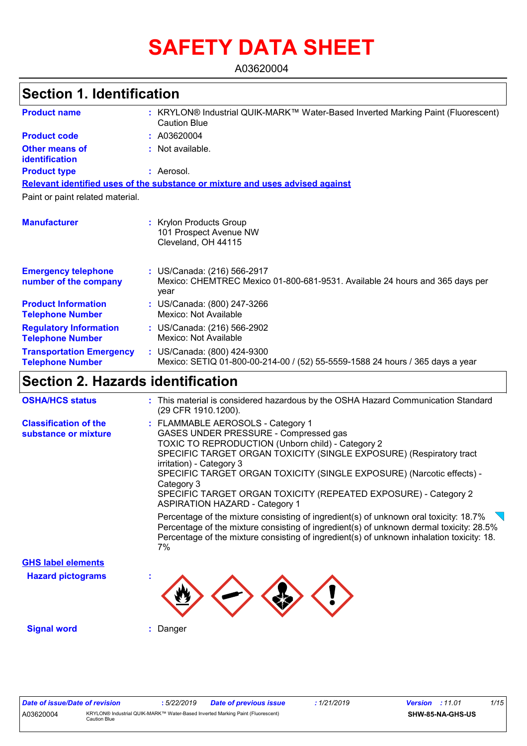# SAFETY DATA SHEET

A03620004

## Section 1. Identification

**Product name** : KRYLON® Industrial QUIK-MARK™ Water-Based Inverted Marking Paint (Fluorescent) Caution Blue

**Product code** : A03620004

**Other means of identification** : Not available.

**Product type** : Aerosol.

**Relevant identified uses of the substance or mixture and uses advised against**

Paint or paint related material.

**Manufacturer** : Krylon Products Group
101 Prospect Avenue NW
Cleveland, OH 44115

**Emergency telephone number of the company** : US/Canada: (216) 566-2917
Mexico: CHEMTREC Mexico 01-800-681-9531. Available 24 hours and 365 days per year

**Product Information Telephone Number** : US/Canada: (800) 247-3266
Mexico: Not Available

**Regulatory Information Telephone Number** : US/Canada: (216) 566-2902
Mexico: Not Available

**Transportation Emergency Telephone Number** : US/Canada: (800) 424-9300
Mexico: SETIQ 01-800-00-214-00 / (52) 55-5559-1588 24 hours / 365 days a year

## Section 2. Hazards identification

**OSHA/HCS status** : This material is considered hazardous by the OSHA Hazard Communication Standard (29 CFR 1910.1200).

**Classification of the substance or mixture** : FLAMMABLE AEROSOLS - Category 1
GASES UNDER PRESSURE - Compressed gas
TOXIC TO REPRODUCTION (Unborn child) - Category 2
SPECIFIC TARGET ORGAN TOXICITY (SINGLE EXPOSURE) (Respiratory tract irritation) - Category 3
SPECIFIC TARGET ORGAN TOXICITY (SINGLE EXPOSURE) (Narcotic effects) - Category 3
SPECIFIC TARGET ORGAN TOXICITY (REPEATED EXPOSURE) - Category 2
ASPIRATION HAZARD - Category 1

Percentage of the mixture consisting of ingredient(s) of unknown oral toxicity: 18.7%
Percentage of the mixture consisting of ingredient(s) of unknown dermal toxicity: 28.5%
Percentage of the mixture consisting of ingredient(s) of unknown inhalation toxicity: 18.7%

**GHS label elements**

**Hazard pictograms** :

**Signal word** : Danger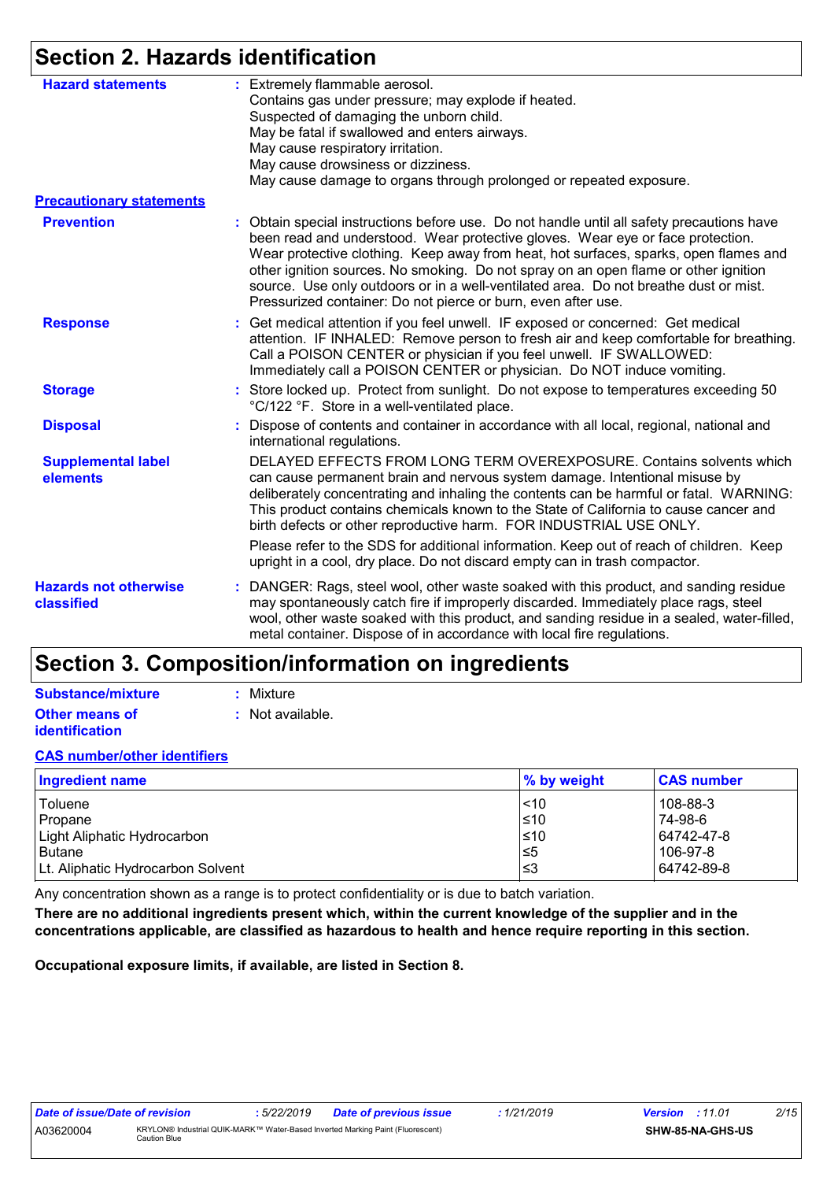## Section 2. Hazards identification

**Hazard statements** : Extremely flammable aerosol.
Contains gas under pressure; may explode if heated.
Suspected of damaging the unborn child.
May be fatal if swallowed and enters airways.
May cause respiratory irritation.
May cause drowsiness or dizziness.
May cause damage to organs through prolonged or repeated exposure.

**Precautionary statements**

**Prevention** : Obtain special instructions before use. Do not handle until all safety precautions have been read and understood. Wear protective gloves. Wear eye or face protection. Wear protective clothing. Keep away from heat, hot surfaces, sparks, open flames and other ignition sources. No smoking. Do not spray on an open flame or other ignition source. Use only outdoors or in a well-ventilated area. Do not breathe dust or mist. Pressurized container: Do not pierce or burn, even after use.

**Response** : Get medical attention if you feel unwell. IF exposed or concerned: Get medical attention. IF INHALED: Remove person to fresh air and keep comfortable for breathing. Call a POISON CENTER or physician if you feel unwell. IF SWALLOWED: Immediately call a POISON CENTER or physician. Do NOT induce vomiting.

**Storage** : Store locked up. Protect from sunlight. Do not expose to temperatures exceeding 50 °C/122 °F. Store in a well-ventilated place.

**Disposal** : Dispose of contents and container in accordance with all local, regional, national and international regulations.

**Supplemental label elements** DELAYED EFFECTS FROM LONG TERM OVEREXPOSURE. Contains solvents which can cause permanent brain and nervous system damage. Intentional misuse by deliberately concentrating and inhaling the contents can be harmful or fatal. WARNING: This product contains chemicals known to the State of California to cause cancer and birth defects or other reproductive harm. FOR INDUSTRIAL USE ONLY.

Please refer to the SDS for additional information. Keep out of reach of children. Keep upright in a cool, dry place. Do not discard empty can in trash compactor.

**Hazards not otherwise classified** : DANGER: Rags, steel wool, other waste soaked with this product, and sanding residue may spontaneously catch fire if improperly discarded. Immediately place rags, steel wool, other waste soaked with this product, and sanding residue in a sealed, water-filled, metal container. Dispose of in accordance with local fire regulations.

## Section 3. Composition/information on ingredients

**Substance/mixture** : Mixture

**Other means of identification** : Not available.

**CAS number/other identifiers**

| Ingredient name | % by weight | CAS number |
|---|---|---|
| Toluene | <10 | 108-88-3 |
| Propane | ≤10 | 74-98-6 |
| Light Aliphatic Hydrocarbon | ≤10 | 64742-47-8 |
| Butane | ≤5 | 106-97-8 |
| Lt. Aliphatic Hydrocarbon Solvent | ≤3 | 64742-89-8 |

Any concentration shown as a range is to protect confidentiality or is due to batch variation.

**There are no additional ingredients present which, within the current knowledge of the supplier and in the concentrations applicable, are classified as hazardous to health and hence require reporting in this section.**

**Occupational exposure limits, if available, are listed in Section 8.**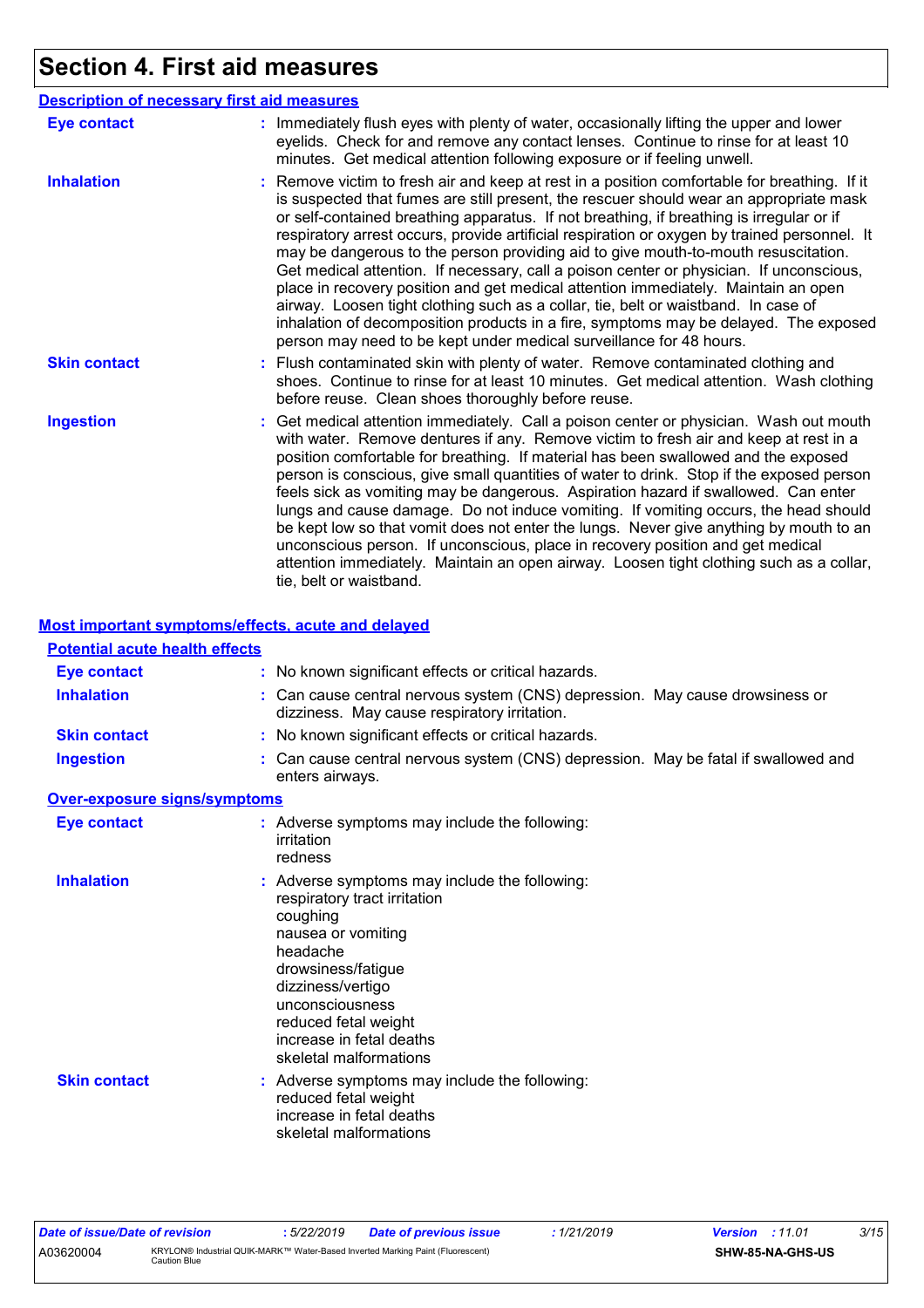# Section 4. First aid measures

## Description of necessary first aid measures

**Eye contact** : Immediately flush eyes with plenty of water, occasionally lifting the upper and lower eyelids. Check for and remove any contact lenses. Continue to rinse for at least 10 minutes. Get medical attention following exposure or if feeling unwell.

**Inhalation** : Remove victim to fresh air and keep at rest in a position comfortable for breathing. If it is suspected that fumes are still present, the rescuer should wear an appropriate mask or self-contained breathing apparatus. If not breathing, if breathing is irregular or if respiratory arrest occurs, provide artificial respiration or oxygen by trained personnel. It may be dangerous to the person providing aid to give mouth-to-mouth resuscitation. Get medical attention. If necessary, call a poison center or physician. If unconscious, place in recovery position and get medical attention immediately. Maintain an open airway. Loosen tight clothing such as a collar, tie, belt or waistband. In case of inhalation of decomposition products in a fire, symptoms may be delayed. The exposed person may need to be kept under medical surveillance for 48 hours.

**Skin contact** : Flush contaminated skin with plenty of water. Remove contaminated clothing and shoes. Continue to rinse for at least 10 minutes. Get medical attention. Wash clothing before reuse. Clean shoes thoroughly before reuse.

**Ingestion** : Get medical attention immediately. Call a poison center or physician. Wash out mouth with water. Remove dentures if any. Remove victim to fresh air and keep at rest in a position comfortable for breathing. If material has been swallowed and the exposed person is conscious, give small quantities of water to drink. Stop if the exposed person feels sick as vomiting may be dangerous. Aspiration hazard if swallowed. Can enter lungs and cause damage. Do not induce vomiting. If vomiting occurs, the head should be kept low so that vomit does not enter the lungs. Never give anything by mouth to an unconscious person. If unconscious, place in recovery position and get medical attention immediately. Maintain an open airway. Loosen tight clothing such as a collar, tie, belt or waistband.

## Most important symptoms/effects, acute and delayed

### Potential acute health effects

**Eye contact** : No known significant effects or critical hazards.

**Inhalation** : Can cause central nervous system (CNS) depression. May cause drowsiness or dizziness. May cause respiratory irritation.

**Skin contact** : No known significant effects or critical hazards.

**Ingestion** : Can cause central nervous system (CNS) depression. May be fatal if swallowed and enters airways.

### Over-exposure signs/symptoms

**Eye contact** : Adverse symptoms may include the following:
irritation
redness

**Inhalation** : Adverse symptoms may include the following:
respiratory tract irritation
coughing
nausea or vomiting
headache
drowsiness/fatigue
dizziness/vertigo
unconsciousness
reduced fetal weight
increase in fetal deaths
skeletal malformations

**Skin contact** : Adverse symptoms may include the following:
reduced fetal weight
increase in fetal deaths
skeletal malformations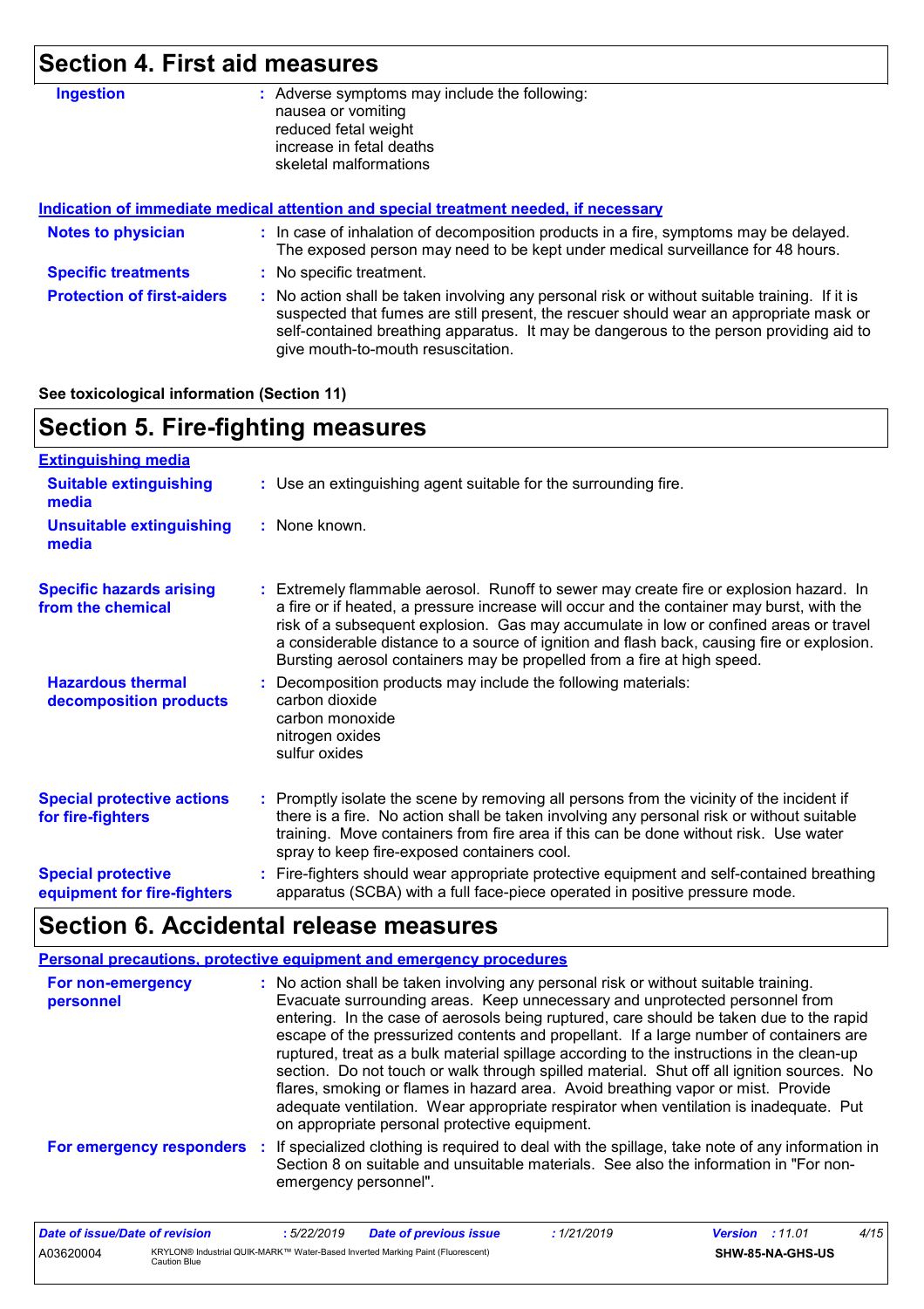## Section 4. First aid measures

| | |
|---|---|
| **Ingestion** | : Adverse symptoms may include the following:<br>nausea or vomiting<br>reduced fetal weight<br>increase in fetal deaths<br>skeletal malformations |

**Indication of immediate medical attention and special treatment needed, if necessary**

| | |
|---|---|
| **Notes to physician** | : In case of inhalation of decomposition products in a fire, symptoms may be delayed. The exposed person may need to be kept under medical surveillance for 48 hours. |
| **Specific treatments** | : No specific treatment. |
| **Protection of first-aiders** | : No action shall be taken involving any personal risk or without suitable training. If it is suspected that fumes are still present, the rescuer should wear an appropriate mask or self-contained breathing apparatus. It may be dangerous to the person providing aid to give mouth-to-mouth resuscitation. |

**See toxicological information (Section 11)**

## Section 5. Fire-fighting measures

**Extinguishing media**

| | |
|---|---|
| **Suitable extinguishing media** | : Use an extinguishing agent suitable for the surrounding fire. |
| **Unsuitable extinguishing media** | : None known. |
| **Specific hazards arising from the chemical** | : Extremely flammable aerosol. Runoff to sewer may create fire or explosion hazard. In a fire or if heated, a pressure increase will occur and the container may burst, with the risk of a subsequent explosion. Gas may accumulate in low or confined areas or travel a considerable distance to a source of ignition and flash back, causing fire or explosion. Bursting aerosol containers may be propelled from a fire at high speed. |
| **Hazardous thermal decomposition products** | : Decomposition products may include the following materials:<br>carbon dioxide<br>carbon monoxide<br>nitrogen oxides<br>sulfur oxides |
| **Special protective actions for fire-fighters** | : Promptly isolate the scene by removing all persons from the vicinity of the incident if there is a fire. No action shall be taken involving any personal risk or without suitable training. Move containers from fire area if this can be done without risk. Use water spray to keep fire-exposed containers cool. |
| **Special protective equipment for fire-fighters** | : Fire-fighters should wear appropriate protective equipment and self-contained breathing apparatus (SCBA) with a full face-piece operated in positive pressure mode. |

## Section 6. Accidental release measures

**Personal precautions, protective equipment and emergency procedures**

| | |
|---|---|
| **For non-emergency personnel** | : No action shall be taken involving any personal risk or without suitable training. Evacuate surrounding areas. Keep unnecessary and unprotected personnel from entering. In the case of aerosols being ruptured, care should be taken due to the rapid escape of the pressurized contents and propellant. If a large number of containers are ruptured, treat as a bulk material spillage according to the instructions in the clean-up section. Do not touch or walk through spilled material. Shut off all ignition sources. No flares, smoking or flames in hazard area. Avoid breathing vapor or mist. Provide adequate ventilation. Wear appropriate respirator when ventilation is inadequate. Put on appropriate personal protective equipment. |
| **For emergency responders** | : If specialized clothing is required to deal with the spillage, take note of any information in Section 8 on suitable and unsuitable materials. See also the information in "For non-emergency personnel". |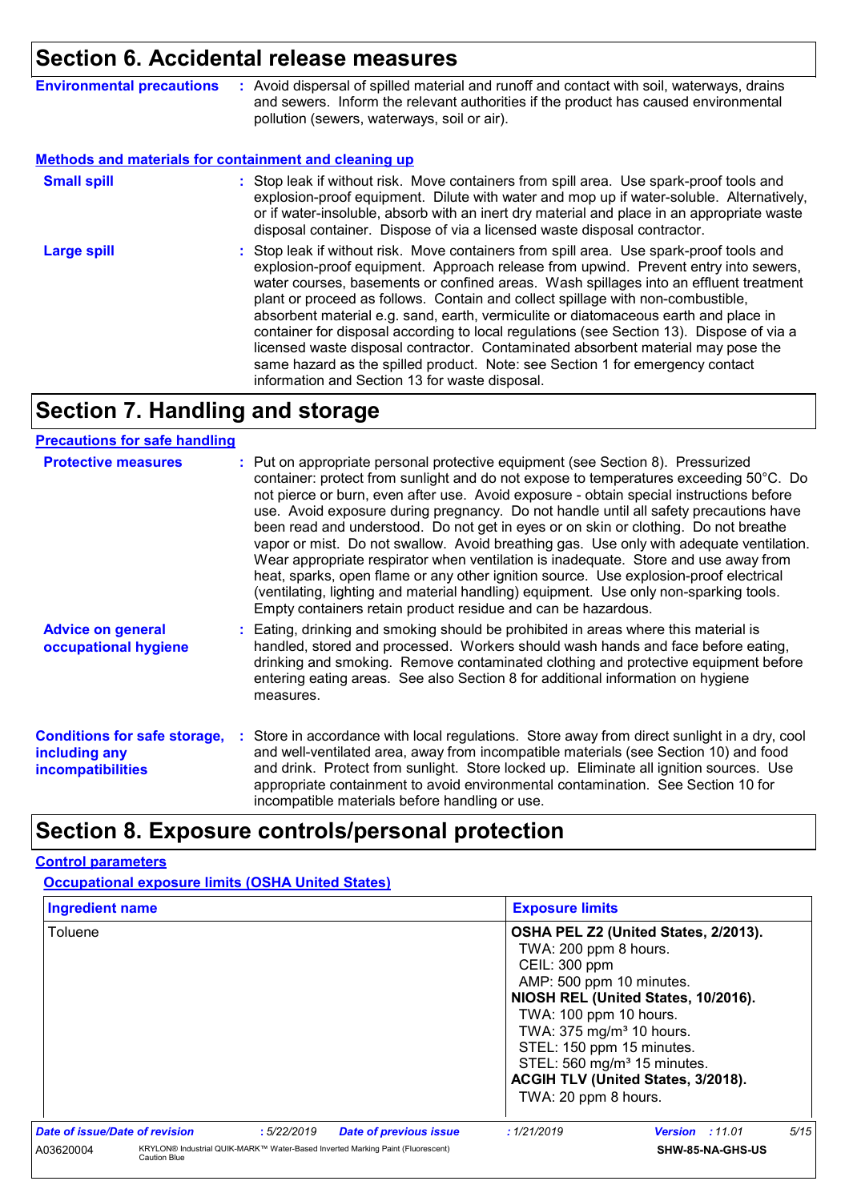# Section 6. Accidental release measures

**Environmental precautions** : Avoid dispersal of spilled material and runoff and contact with soil, waterways, drains and sewers. Inform the relevant authorities if the product has caused environmental pollution (sewers, waterways, soil or air).

## Methods and materials for containment and cleaning up

**Small spill** : Stop leak if without risk. Move containers from spill area. Use spark-proof tools and explosion-proof equipment. Dilute with water and mop up if water-soluble. Alternatively, or if water-insoluble, absorb with an inert dry material and place in an appropriate waste disposal container. Dispose of via a licensed waste disposal contractor.

**Large spill** : Stop leak if without risk. Move containers from spill area. Use spark-proof tools and explosion-proof equipment. Approach release from upwind. Prevent entry into sewers, water courses, basements or confined areas. Wash spillages into an effluent treatment plant or proceed as follows. Contain and collect spillage with non-combustible, absorbent material e.g. sand, earth, vermiculite or diatomaceous earth and place in container for disposal according to local regulations (see Section 13). Dispose of via a licensed waste disposal contractor. Contaminated absorbent material may pose the same hazard as the spilled product. Note: see Section 1 for emergency contact information and Section 13 for waste disposal.

# Section 7. Handling and storage

## Precautions for safe handling

**Protective measures** : Put on appropriate personal protective equipment (see Section 8). Pressurized container: protect from sunlight and do not expose to temperatures exceeding 50°C. Do not pierce or burn, even after use. Avoid exposure - obtain special instructions before use. Avoid exposure during pregnancy. Do not handle until all safety precautions have been read and understood. Do not get in eyes or on skin or clothing. Do not breathe vapor or mist. Do not swallow. Avoid breathing gas. Use only with adequate ventilation. Wear appropriate respirator when ventilation is inadequate. Store and use away from heat, sparks, open flame or any other ignition source. Use explosion-proof electrical (ventilating, lighting and material handling) equipment. Use only non-sparking tools. Empty containers retain product residue and can be hazardous.

**Advice on general occupational hygiene** : Eating, drinking and smoking should be prohibited in areas where this material is handled, stored and processed. Workers should wash hands and face before eating, drinking and smoking. Remove contaminated clothing and protective equipment before entering eating areas. See also Section 8 for additional information on hygiene measures.

**Conditions for safe storage, including any incompatibilities** : Store in accordance with local regulations. Store away from direct sunlight in a dry, cool and well-ventilated area, away from incompatible materials (see Section 10) and food and drink. Protect from sunlight. Store locked up. Eliminate all ignition sources. Use appropriate containment to avoid environmental contamination. See Section 10 for incompatible materials before handling or use.

# Section 8. Exposure controls/personal protection

## Control parameters

### Occupational exposure limits (OSHA United States)

| Ingredient name | Exposure limits |
|---|---|
| Toluene | **OSHA PEL Z2 (United States, 2/2013).**<br>TWA: 200 ppm 8 hours.<br>CEIL: 300 ppm<br>AMP: 500 ppm 10 minutes.<br>**NIOSH REL (United States, 10/2016).**<br>TWA: 100 ppm 10 hours.<br>TWA: 375 mg/m³ 10 hours.<br>STEL: 150 ppm 15 minutes.<br>STEL: 560 mg/m³ 15 minutes.<br>**ACGIH TLV (United States, 3/2018).**<br>TWA: 20 ppm 8 hours. |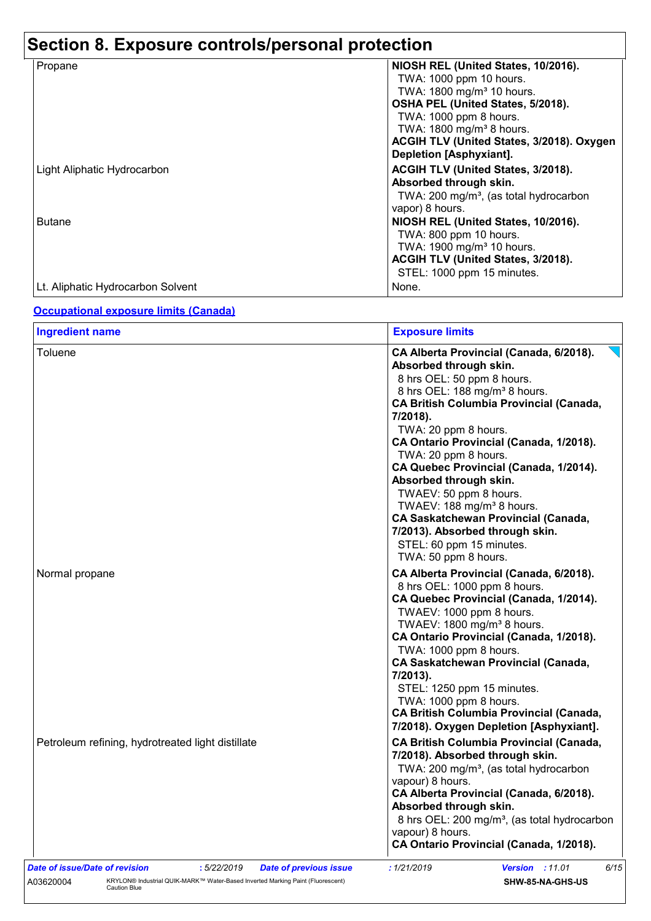# Section 8. Exposure controls/personal protection

| | |
|---|---|
| Propane | **NIOSH REL (United States, 10/2016).**<br>TWA: 1000 ppm 10 hours.<br>TWA: 1800 mg/m³ 10 hours.<br>**OSHA PEL (United States, 5/2018).**<br>TWA: 1000 ppm 8 hours.<br>TWA: 1800 mg/m³ 8 hours.<br>**ACGIH TLV (United States, 3/2018). Oxygen Depletion [Asphyxiant].** |
| Light Aliphatic Hydrocarbon | **ACGIH TLV (United States, 3/2018). Absorbed through skin.**<br>TWA: 200 mg/m³, (as total hydrocarbon vapor) 8 hours. |
| Butane | **NIOSH REL (United States, 10/2016).**<br>TWA: 800 ppm 10 hours.<br>TWA: 1900 mg/m³ 10 hours.<br>**ACGIH TLV (United States, 3/2018).**<br>STEL: 1000 ppm 15 minutes. |
| Lt. Aliphatic Hydrocarbon Solvent | None. |

## Occupational exposure limits (Canada)

| Ingredient name | Exposure limits |
|---|---|
| Toluene | **CA Alberta Provincial (Canada, 6/2018). Absorbed through skin.**<br>8 hrs OEL: 50 ppm 8 hours.<br>8 hrs OEL: 188 mg/m³ 8 hours.<br>**CA British Columbia Provincial (Canada, 7/2018).**<br>TWA: 20 ppm 8 hours.<br>**CA Ontario Provincial (Canada, 1/2018).**<br>TWA: 20 ppm 8 hours.<br>**CA Quebec Provincial (Canada, 1/2014). Absorbed through skin.**<br>TWAEV: 50 ppm 8 hours.<br>TWAEV: 188 mg/m³ 8 hours.<br>**CA Saskatchewan Provincial (Canada, 7/2013). Absorbed through skin.**<br>STEL: 60 ppm 15 minutes.<br>TWA: 50 ppm 8 hours. |
| Normal propane | **CA Alberta Provincial (Canada, 6/2018).**<br>8 hrs OEL: 1000 ppm 8 hours.<br>**CA Quebec Provincial (Canada, 1/2014).**<br>TWAEV: 1000 ppm 8 hours.<br>TWAEV: 1800 mg/m³ 8 hours.<br>**CA Ontario Provincial (Canada, 1/2018).**<br>TWA: 1000 ppm 8 hours.<br>**CA Saskatchewan Provincial (Canada, 7/2013).**<br>STEL: 1250 ppm 15 minutes.<br>TWA: 1000 ppm 8 hours.<br>**CA British Columbia Provincial (Canada, 7/2018). Oxygen Depletion [Asphyxiant].** |
| Petroleum refining, hydrotreated light distillate | **CA British Columbia Provincial (Canada, 7/2018). Absorbed through skin.**<br>TWA: 200 mg/m³, (as total hydrocarbon vapour) 8 hours.<br>**CA Alberta Provincial (Canada, 6/2018). Absorbed through skin.**<br>8 hrs OEL: 200 mg/m³, (as total hydrocarbon vapour) 8 hours.<br>**CA Ontario Provincial (Canada, 1/2018).** |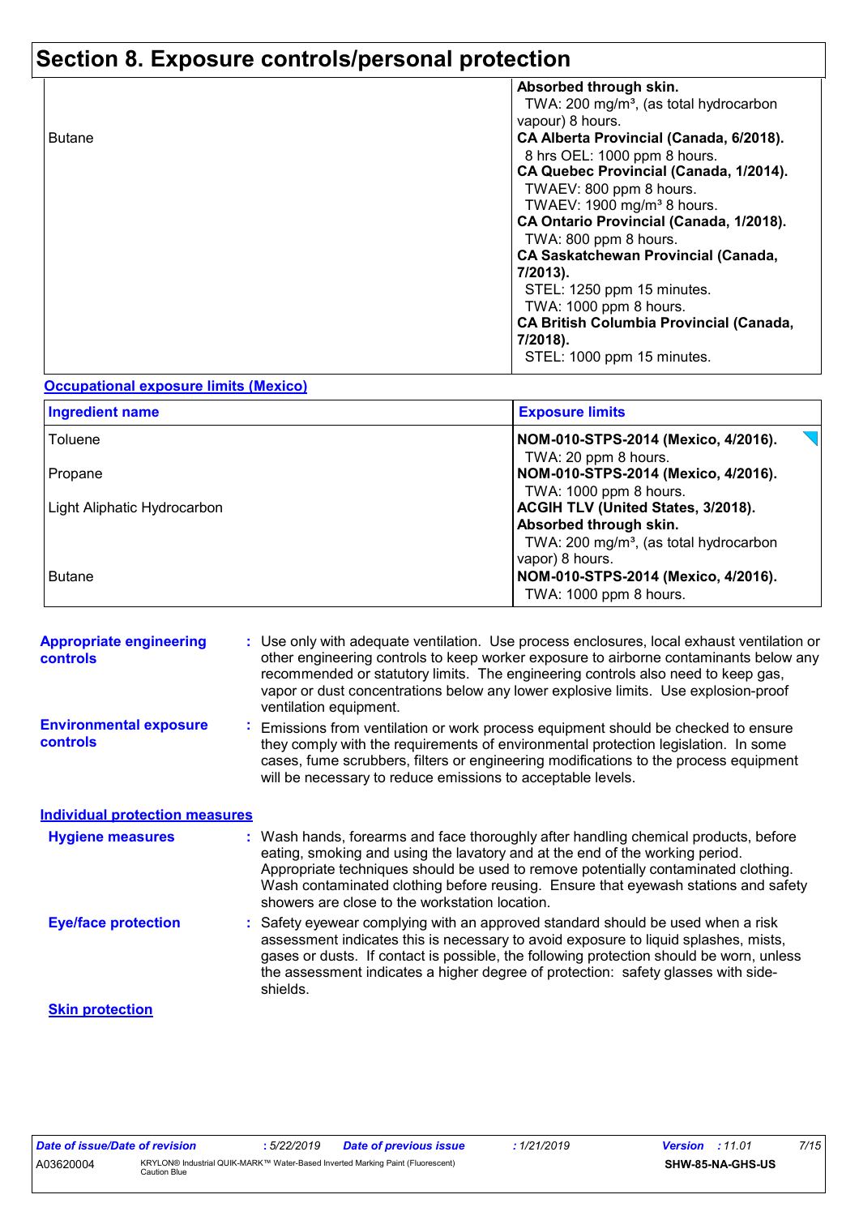# Section 8. Exposure controls/personal protection

| | |
|---|---|
| | **Absorbed through skin.** TWA: 200 mg/m³, (as total hydrocarbon vapour) 8 hours. |
| Butane | **CA Alberta Provincial (Canada, 6/2018).** 8 hrs OEL: 1000 ppm 8 hours. **CA Quebec Provincial (Canada, 1/2014).** TWAEV: 800 ppm 8 hours. TWAEV: 1900 mg/m³ 8 hours. **CA Ontario Provincial (Canada, 1/2018).** TWA: 800 ppm 8 hours. **CA Saskatchewan Provincial (Canada, 7/2013).** STEL: 1250 ppm 15 minutes. TWA: 1000 ppm 8 hours. **CA British Columbia Provincial (Canada, 7/2018).** STEL: 1000 ppm 15 minutes. |

**Occupational exposure limits (Mexico)**

| Ingredient name | Exposure limits |
|---|---|
| Toluene | **NOM-010-STPS-2014 (Mexico, 4/2016).** TWA: 20 ppm 8 hours. |
| Propane | **NOM-010-STPS-2014 (Mexico, 4/2016).** TWA: 1000 ppm 8 hours. |
| Light Aliphatic Hydrocarbon | **ACGIH TLV (United States, 3/2018). Absorbed through skin.** TWA: 200 mg/m³, (as total hydrocarbon vapor) 8 hours. |
| Butane | **NOM-010-STPS-2014 (Mexico, 4/2016).** TWA: 1000 ppm 8 hours. |

**Appropriate engineering controls** : Use only with adequate ventilation. Use process enclosures, local exhaust ventilation or other engineering controls to keep worker exposure to airborne contaminants below any recommended or statutory limits. The engineering controls also need to keep gas, vapor or dust concentrations below any lower explosive limits. Use explosion-proof ventilation equipment.

**Environmental exposure controls** : Emissions from ventilation or work process equipment should be checked to ensure they comply with the requirements of environmental protection legislation. In some cases, fume scrubbers, filters or engineering modifications to the process equipment will be necessary to reduce emissions to acceptable levels.

**Individual protection measures**

**Hygiene measures** : Wash hands, forearms and face thoroughly after handling chemical products, before eating, smoking and using the lavatory and at the end of the working period. Appropriate techniques should be used to remove potentially contaminated clothing. Wash contaminated clothing before reusing. Ensure that eyewash stations and safety showers are close to the workstation location.

**Eye/face protection** : Safety eyewear complying with an approved standard should be used when a risk assessment indicates this is necessary to avoid exposure to liquid splashes, mists, gases or dusts. If contact is possible, the following protection should be worn, unless the assessment indicates a higher degree of protection: safety glasses with side-shields.

**Skin protection**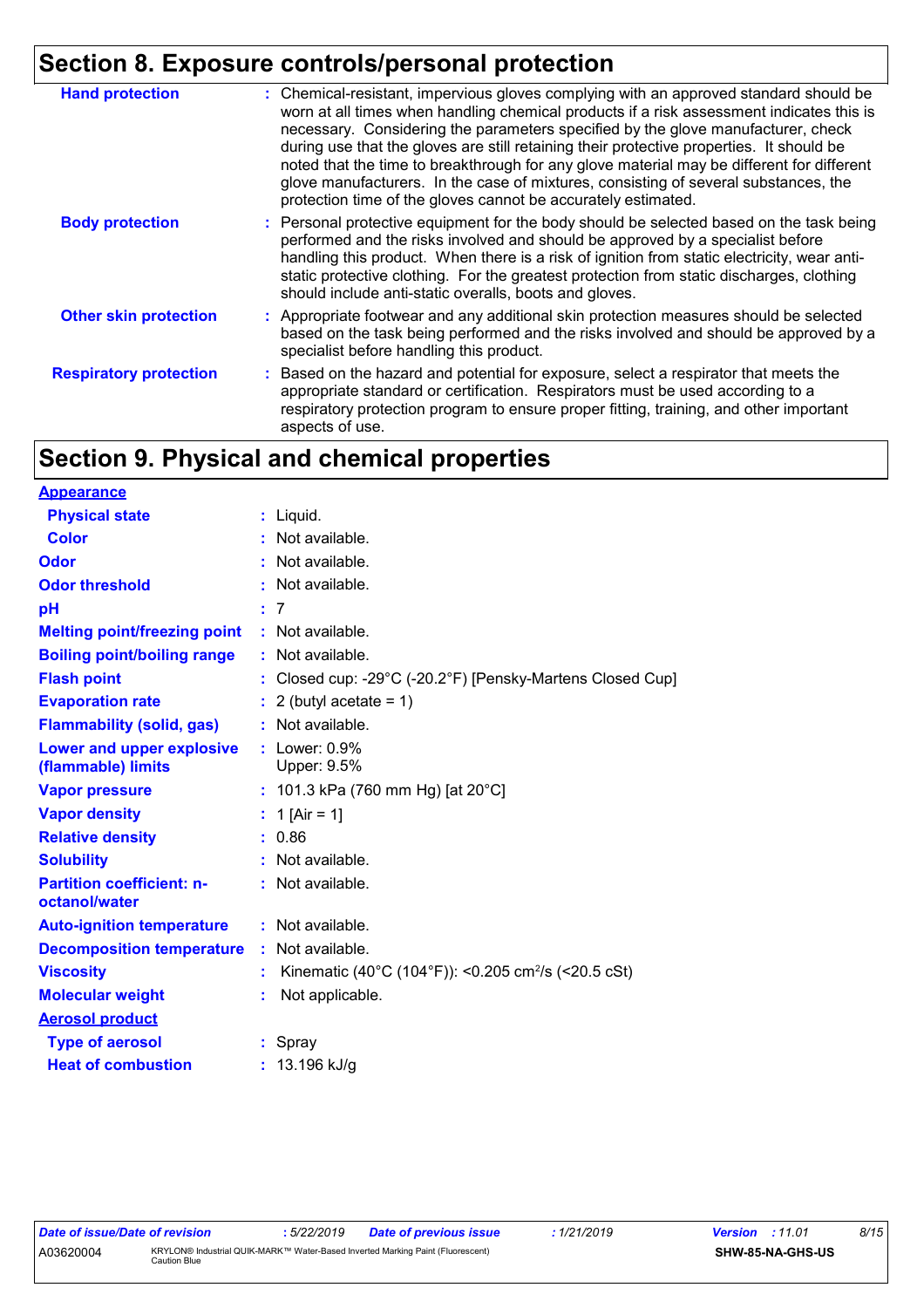## Section 8. Exposure controls/personal protection

| | |
|---|---|
| **Hand protection** | : Chemical-resistant, impervious gloves complying with an approved standard should be worn at all times when handling chemical products if a risk assessment indicates this is necessary. Considering the parameters specified by the glove manufacturer, check during use that the gloves are still retaining their protective properties. It should be noted that the time to breakthrough for any glove material may be different for different glove manufacturers. In the case of mixtures, consisting of several substances, the protection time of the gloves cannot be accurately estimated. |
| **Body protection** | : Personal protective equipment for the body should be selected based on the task being performed and the risks involved and should be approved by a specialist before handling this product. When there is a risk of ignition from static electricity, wear anti-static protective clothing. For the greatest protection from static discharges, clothing should include anti-static overalls, boots and gloves. |
| **Other skin protection** | : Appropriate footwear and any additional skin protection measures should be selected based on the task being performed and the risks involved and should be approved by a specialist before handling this product. |
| **Respiratory protection** | : Based on the hazard and potential for exposure, select a respirator that meets the appropriate standard or certification. Respirators must be used according to a respiratory protection program to ensure proper fitting, training, and other important aspects of use. |

## Section 9. Physical and chemical properties

**Appearance**

| | |
|---|---|
| **Physical state** | : Liquid. |
| **Color** | : Not available. |
| **Odor** | : Not available. |
| **Odor threshold** | : Not available. |
| **pH** | : 7 |
| **Melting point/freezing point** | : Not available. |
| **Boiling point/boiling range** | : Not available. |
| **Flash point** | : Closed cup: -29°C (-20.2°F) [Pensky-Martens Closed Cup] |
| **Evaporation rate** | : 2 (butyl acetate = 1) |
| **Flammability (solid, gas)** | : Not available. |
| **Lower and upper explosive (flammable) limits** | : Lower: 0.9%<br>Upper: 9.5% |
| **Vapor pressure** | : 101.3 kPa (760 mm Hg) [at 20°C] |
| **Vapor density** | : 1 [Air = 1] |
| **Relative density** | : 0.86 |
| **Solubility** | : Not available. |
| **Partition coefficient: n-octanol/water** | : Not available. |
| **Auto-ignition temperature** | : Not available. |
| **Decomposition temperature** | : Not available. |
| **Viscosity** | : Kinematic (40°C (104°F)): <0.205 $cm^2/s$ (<20.5 cSt) |
| **Molecular weight** | : Not applicable. |

**Aerosol product**

| | |
|---|---|
| **Type of aerosol** | : Spray |
| **Heat of combustion** | : 13.196 kJ/g |

| *Date of issue/Date of revision* | *: 5/22/2019* | *Date of previous issue* | *: 1/21/2019* | *Version : 11.01* |
|---|---|---|---|---|
| A03620004 | KRYLON® Industrial QUIK-MARK™ Water-Based Inverted Marking Paint (Fluorescent) Caution Blue | | | **SHW-85-NA-GHS-US** |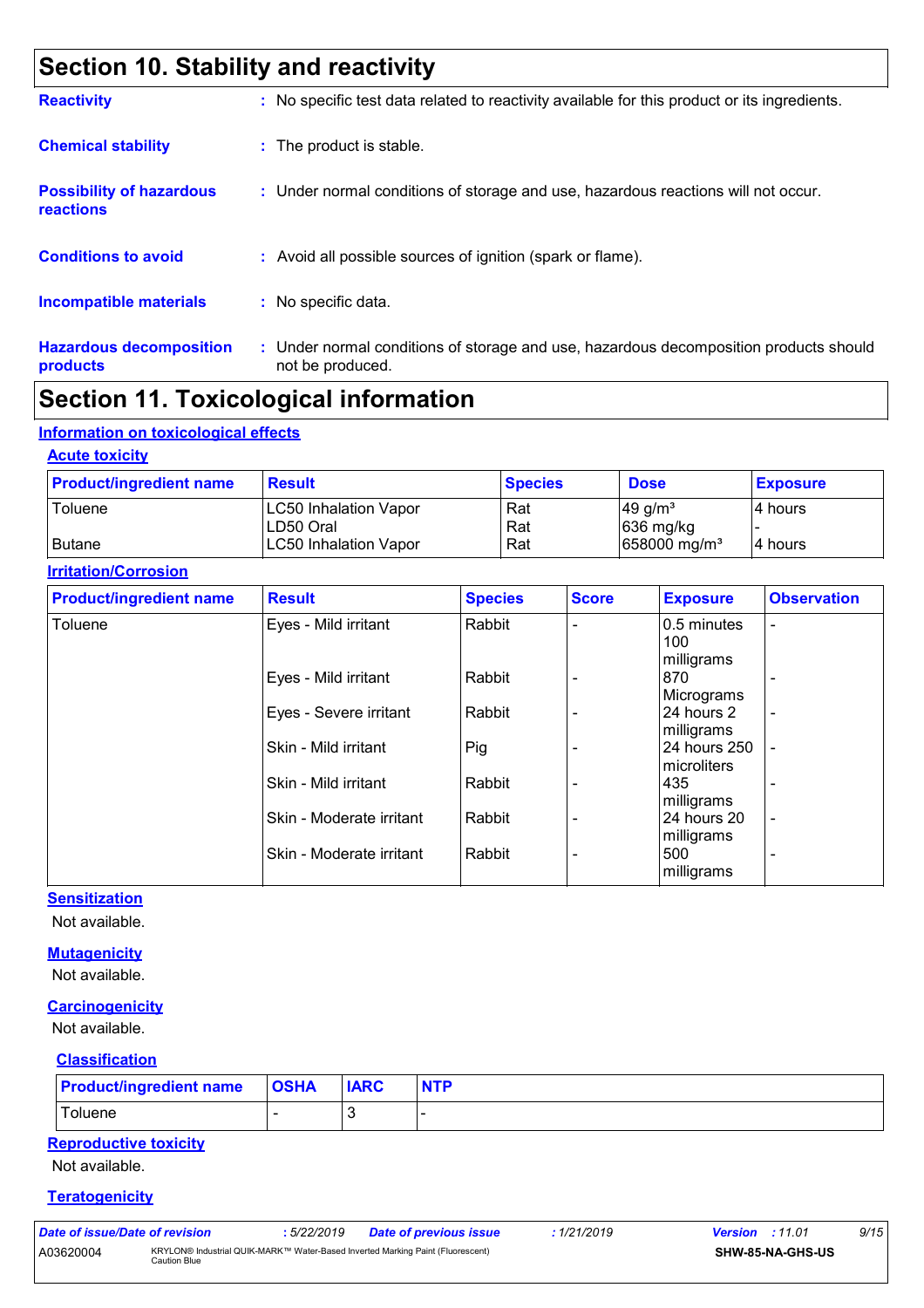## Section 10. Stability and reactivity

**Reactivity** : No specific test data related to reactivity available for this product or its ingredients.

**Chemical stability** : The product is stable.

**Possibility of hazardous reactions** : Under normal conditions of storage and use, hazardous reactions will not occur.

**Conditions to avoid** : Avoid all possible sources of ignition (spark or flame).

**Incompatible materials** : No specific data.

**Hazardous decomposition products** : Under normal conditions of storage and use, hazardous decomposition products should not be produced.

## Section 11. Toxicological information

### Information on toxicological effects

#### Acute toxicity

| Product/ingredient name | Result | Species | Dose | Exposure |
|---|---|---|---|---|
| Toluene | LC50 Inhalation Vapor | Rat | 49 g/m³ | 4 hours |
| | LD50 Oral | Rat | 636 mg/kg | - |
| Butane | LC50 Inhalation Vapor | Rat | 658000 mg/m³ | 4 hours |

#### Irritation/Corrosion

| Product/ingredient name | Result | Species | Score | Exposure | Observation |
|---|---|---|---|---|---|
| Toluene | Eyes - Mild irritant | Rabbit | - | 0.5 minutes 100 milligrams | - |
| | Eyes - Mild irritant | Rabbit | - | 870 Micrograms | - |
| | Eyes - Severe irritant | Rabbit | - | 24 hours 2 milligrams | - |
| | Skin - Mild irritant | Pig | - | 24 hours 250 microliters | - |
| | Skin - Mild irritant | Rabbit | - | 435 milligrams | - |
| | Skin - Moderate irritant | Rabbit | - | 24 hours 20 milligrams | - |
| | Skin - Moderate irritant | Rabbit | - | 500 milligrams | - |

#### Sensitization

Not available.

#### Mutagenicity

Not available.

#### Carcinogenicity

Not available.

#### Classification

| Product/ingredient name | OSHA | IARC | NTP |
|---|---|---|---|
| Toluene | - | 3 | - |

#### Reproductive toxicity

Not available.

#### Teratogenicity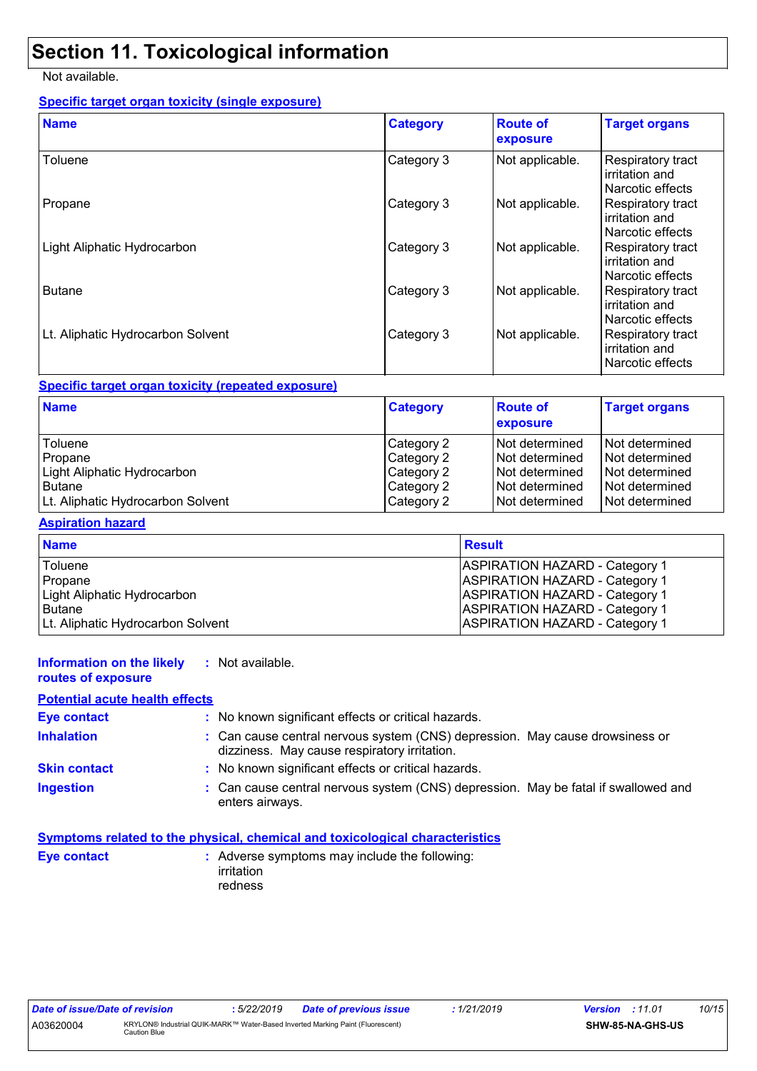# Section 11. Toxicological information

Not available.

**Specific target organ toxicity (single exposure)**

| Name | Category | Route of exposure | Target organs |
|---|---|---|---|
| Toluene | Category 3 | Not applicable. | Respiratory tract irritation and Narcotic effects |
| Propane | Category 3 | Not applicable. | Respiratory tract irritation and Narcotic effects |
| Light Aliphatic Hydrocarbon | Category 3 | Not applicable. | Respiratory tract irritation and Narcotic effects |
| Butane | Category 3 | Not applicable. | Respiratory tract irritation and Narcotic effects |
| Lt. Aliphatic Hydrocarbon Solvent | Category 3 | Not applicable. | Respiratory tract irritation and Narcotic effects |

**Specific target organ toxicity (repeated exposure)**

| Name | Category | Route of exposure | Target organs |
|---|---|---|---|
| Toluene | Category 2 | Not determined | Not determined |
| Propane | Category 2 | Not determined | Not determined |
| Light Aliphatic Hydrocarbon | Category 2 | Not determined | Not determined |
| Butane | Category 2 | Not determined | Not determined |
| Lt. Aliphatic Hydrocarbon Solvent | Category 2 | Not determined | Not determined |

**Aspiration hazard**

| Name | Result |
|---|---|
| Toluene | ASPIRATION HAZARD - Category 1 |
| Propane | ASPIRATION HAZARD - Category 1 |
| Light Aliphatic Hydrocarbon | ASPIRATION HAZARD - Category 1 |
| Butane | ASPIRATION HAZARD - Category 1 |
| Lt. Aliphatic Hydrocarbon Solvent | ASPIRATION HAZARD - Category 1 |

**Information on the likely routes of exposure** : Not available.

**Potential acute health effects**

**Eye contact** : No known significant effects or critical hazards.

**Inhalation** : Can cause central nervous system (CNS) depression. May cause drowsiness or dizziness. May cause respiratory irritation.

**Skin contact** : No known significant effects or critical hazards.

**Ingestion** : Can cause central nervous system (CNS) depression. May be fatal if swallowed and enters airways.

**Symptoms related to the physical, chemical and toxicological characteristics**

**Eye contact** : Adverse symptoms may include the following:
irritation
redness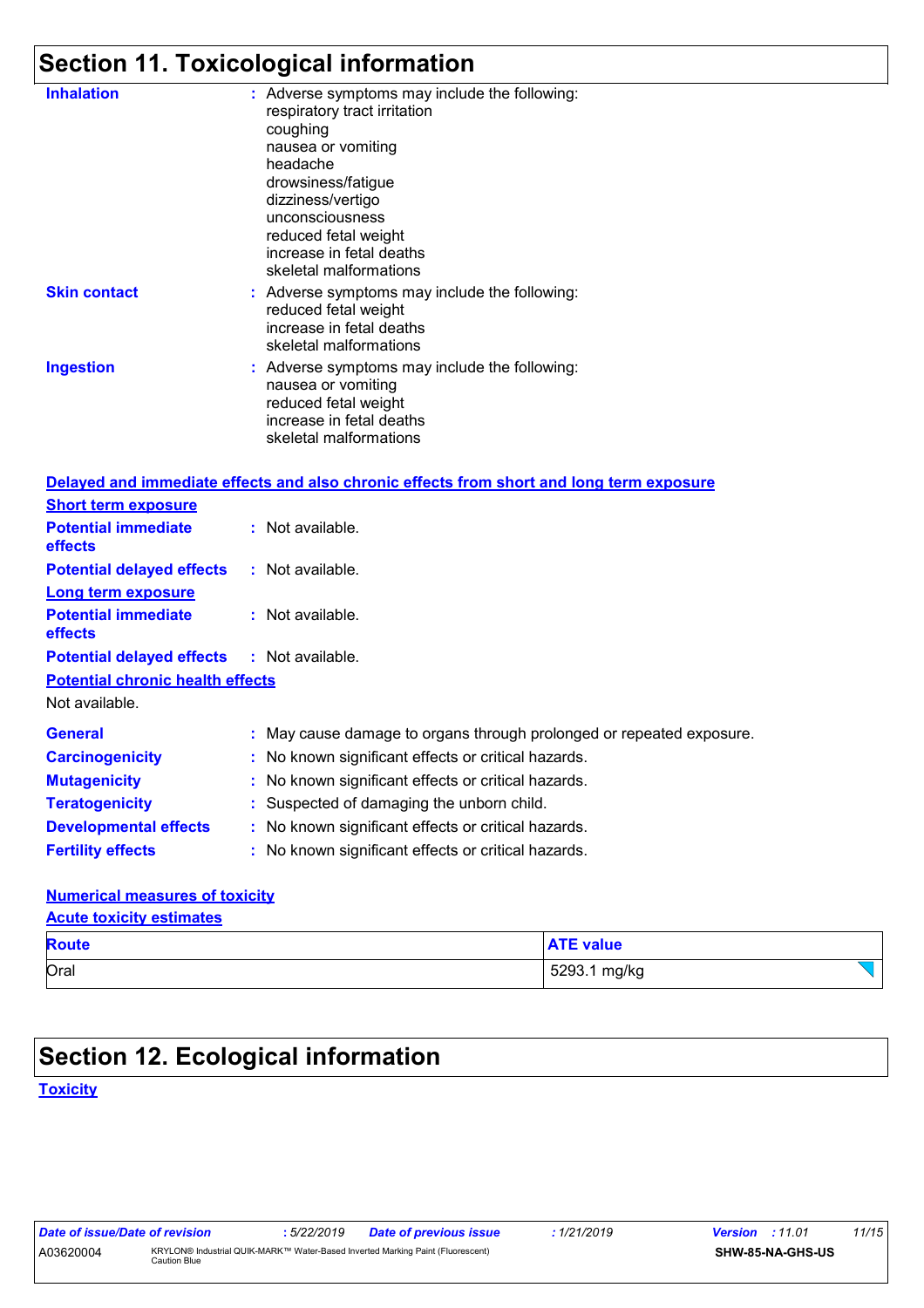## Section 11. Toxicological information

**Inhalation** : Adverse symptoms may include the following:
respiratory tract irritation
coughing
nausea or vomiting
headache
drowsiness/fatigue
dizziness/vertigo
unconsciousness
reduced fetal weight
increase in fetal deaths
skeletal malformations

**Skin contact** : Adverse symptoms may include the following:
reduced fetal weight
increase in fetal deaths
skeletal malformations

**Ingestion** : Adverse symptoms may include the following:
nausea or vomiting
reduced fetal weight
increase in fetal deaths
skeletal malformations

**Delayed and immediate effects and also chronic effects from short and long term exposure**

**Short term exposure**

**Potential immediate effects** : Not available.

**Potential delayed effects** : Not available.

**Long term exposure**

**Potential immediate effects** : Not available.

**Potential delayed effects** : Not available.

**Potential chronic health effects**

Not available.

**General** : May cause damage to organs through prolonged or repeated exposure.

**Carcinogenicity** : No known significant effects or critical hazards.

**Mutagenicity** : No known significant effects or critical hazards.

**Teratogenicity** : Suspected of damaging the unborn child.

**Developmental effects** : No known significant effects or critical hazards.

**Fertility effects** : No known significant effects or critical hazards.

**Numerical measures of toxicity**

**Acute toxicity estimates**

| Route | ATE value |
|---|---|
| Oral | 5293.1 mg/kg |

## Section 12. Ecological information

**Toxicity**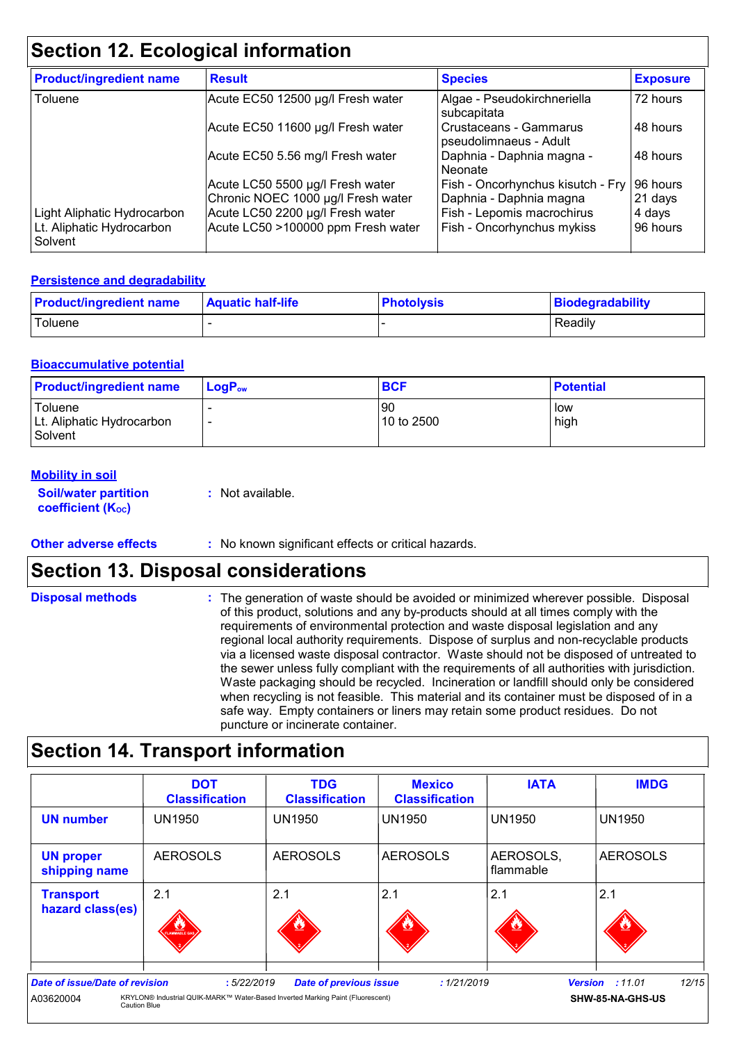## Section 12. Ecological information

| Product/ingredient name | Result | Species | Exposure |
|---|---|---|---|
| Toluene | Acute EC50 12500 µg/l Fresh water | Algae - Pseudokirchneriella subcapitata | 72 hours |
| | Acute EC50 11600 µg/l Fresh water | Crustaceans - Gammarus pseudolimnaeus - Adult | 48 hours |
| | Acute EC50 5.56 mg/l Fresh water | Daphnia - Daphnia magna - Neonate | 48 hours |
| | Acute LC50 5500 µg/l Fresh water | Fish - Oncorhynchus kisutch - Fry | 96 hours |
| | Chronic NOEC 1000 µg/l Fresh water | Daphnia - Daphnia magna | 21 days |
| Light Aliphatic Hydrocarbon | Acute LC50 2200 µg/l Fresh water | Fish - Lepomis macrochirus | 4 days |
| Lt. Aliphatic Hydrocarbon Solvent | Acute LC50 >100000 ppm Fresh water | Fish - Oncorhynchus mykiss | 96 hours |

### Persistence and degradability

| Product/ingredient name | Aquatic half-life | Photolysis | Biodegradability |
|---|---|---|---|
| Toluene | - | - | Readily |

### Bioaccumulative potential

| Product/ingredient name | $LogP_{ow}$ | BCF | Potential |
|---|---|---|---|
| Toluene | - | 90 | low |
| Lt. Aliphatic Hydrocarbon Solvent | - | 10 to 2500 | high |

### Mobility in soil

**Soil/water partition coefficient ($K_{OC}$)** : Not available.

**Other adverse effects** : No known significant effects or critical hazards.

## Section 13. Disposal considerations

**Disposal methods** : The generation of waste should be avoided or minimized wherever possible. Disposal of this product, solutions and any by-products should at all times comply with the requirements of environmental protection and waste disposal legislation and any regional local authority requirements. Dispose of surplus and non-recyclable products via a licensed waste disposal contractor. Waste should not be disposed of untreated to the sewer unless fully compliant with the requirements of all authorities with jurisdiction. Waste packaging should be recycled. Incineration or landfill should only be considered when recycling is not feasible. This material and its container must be disposed of in a safe way. Empty containers or liners may retain some product residues. Do not puncture or incinerate container.

## Section 14. Transport information

| | DOT Classification | TDG Classification | Mexico Classification | IATA | IMDG |
|---|---|---|---|---|---|
| **UN number** | UN1950 | UN1950 | UN1950 | UN1950 | UN1950 |
| **UN proper shipping name** | AEROSOLS | AEROSOLS | AEROSOLS | AEROSOLS, flammable | AEROSOLS |
| **Transport hazard class(es)** | 2.1 | 2.1 | 2.1 | 2.1 | 2.1 |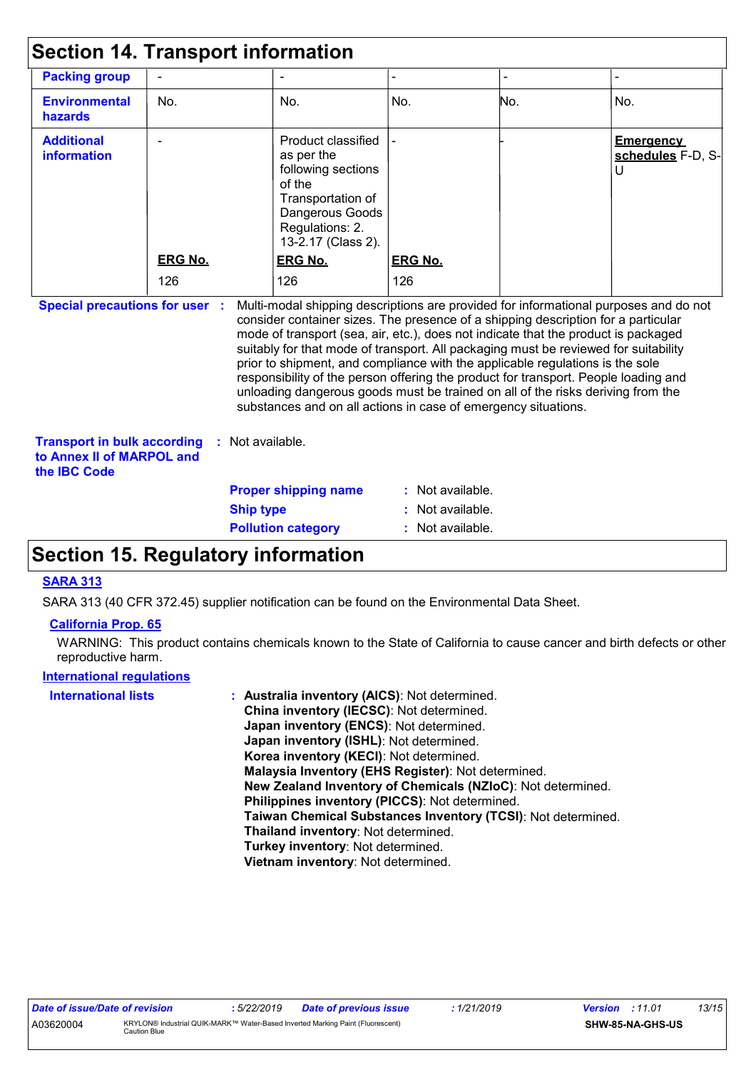## Section 14. Transport information

| | | | | | |
|---|---|---|---|---|---|
| **Packing group** | - | - | - | - | - |
| **Environmental hazards** | No. | No. | No. | No. | No. |
| **Additional information** | -<br><br>**ERG No.**<br>126 | Product classified as per the following sections of the Transportation of Dangerous Goods Regulations: 2. 13-2.17 (Class 2).<br>**ERG No.**<br>126 | -<br><br>**ERG No.**<br>126 | - | **Emergency schedules** F-D, S-U |

**Special precautions for user** : Multi-modal shipping descriptions are provided for informational purposes and do not consider container sizes. The presence of a shipping description for a particular mode of transport (sea, air, etc.), does not indicate that the product is packaged suitably for that mode of transport. All packaging must be reviewed for suitability prior to shipment, and compliance with the applicable regulations is the sole responsibility of the person offering the product for transport. People loading and unloading dangerous goods must be trained on all of the risks deriving from the substances and on all actions in case of emergency situations.

**Transport in bulk according to Annex II of MARPOL and the IBC Code** : Not available.

**Proper shipping name** : Not available.
**Ship type** : Not available.
**Pollution category** : Not available.

## Section 15. Regulatory information

**SARA 313**

SARA 313 (40 CFR 372.45) supplier notification can be found on the Environmental Data Sheet.

**California Prop. 65**

WARNING: This product contains chemicals known to the State of California to cause cancer and birth defects or other reproductive harm.

**International regulations**

**International lists** :
**Australia inventory (AICS)**: Not determined.
**China inventory (IECSC)**: Not determined.
**Japan inventory (ENCS)**: Not determined.
**Japan inventory (ISHL)**: Not determined.
**Korea inventory (KECI)**: Not determined.
**Malaysia Inventory (EHS Register)**: Not determined.
**New Zealand Inventory of Chemicals (NZIoC)**: Not determined.
**Philippines inventory (PICCS)**: Not determined.
**Taiwan Chemical Substances Inventory (TCSI)**: Not determined.
**Thailand inventory**: Not determined.
**Turkey inventory**: Not determined.
**Vietnam inventory**: Not determined.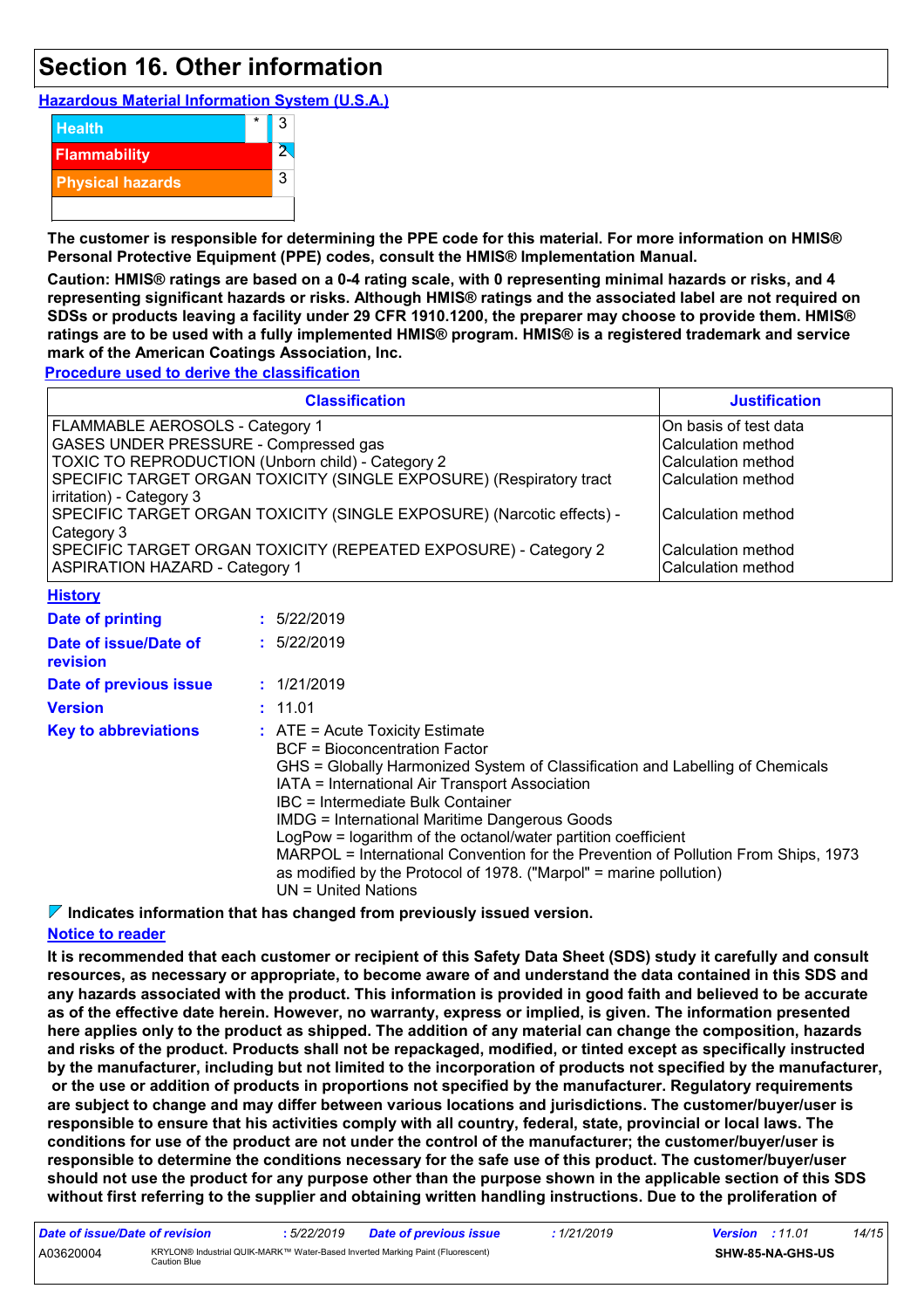# Section 16. Other information

**Hazardous Material Information System (U.S.A.)**

| | | |
|---|---|---|
| Health | * | 3 |
| Flammability | | 2 |
| Physical hazards | | 3 |

**The customer is responsible for determining the PPE code for this material. For more information on HMIS® Personal Protective Equipment (PPE) codes, consult the HMIS® Implementation Manual.**

**Caution: HMIS® ratings are based on a 0-4 rating scale, with 0 representing minimal hazards or risks, and 4 representing significant hazards or risks. Although HMIS® ratings and the associated label are not required on SDSs or products leaving a facility under 29 CFR 1910.1200, the preparer may choose to provide them. HMIS® ratings are to be used with a fully implemented HMIS® program. HMIS® is a registered trademark and service mark of the American Coatings Association, Inc.**

**Procedure used to derive the classification**

| Classification | Justification |
|---|---|
| FLAMMABLE AEROSOLS - Category 1 | On basis of test data |
| GASES UNDER PRESSURE - Compressed gas | Calculation method |
| TOXIC TO REPRODUCTION (Unborn child) - Category 2 | Calculation method |
| SPECIFIC TARGET ORGAN TOXICITY (SINGLE EXPOSURE) (Respiratory tract irritation) - Category 3 | Calculation method |
| SPECIFIC TARGET ORGAN TOXICITY (SINGLE EXPOSURE) (Narcotic effects) - Category 3 | Calculation method |
| SPECIFIC TARGET ORGAN TOXICITY (REPEATED EXPOSURE) - Category 2 | Calculation method |
| ASPIRATION HAZARD - Category 1 | Calculation method |

**History**

**Date of printing** : 5/22/2019

**Date of issue/Date of revision** : 5/22/2019

**Date of previous issue** : 1/21/2019

**Version** : 11.01

**Key to abbreviations** :
ATE = Acute Toxicity Estimate
BCF = Bioconcentration Factor
GHS = Globally Harmonized System of Classification and Labelling of Chemicals
IATA = International Air Transport Association
IBC = Intermediate Bulk Container
IMDG = International Maritime Dangerous Goods
LogPow = logarithm of the octanol/water partition coefficient
MARPOL = International Convention for the Prevention of Pollution From Ships, 1973 as modified by the Protocol of 1978. ("Marpol" = marine pollution)
UN = United Nations

**Indicates information that has changed from previously issued version.**

**Notice to reader**

**It is recommended that each customer or recipient of this Safety Data Sheet (SDS) study it carefully and consult resources, as necessary or appropriate, to become aware of and understand the data contained in this SDS and any hazards associated with the product. This information is provided in good faith and believed to be accurate as of the effective date herein. However, no warranty, express or implied, is given. The information presented here applies only to the product as shipped. The addition of any material can change the composition, hazards and risks of the product. Products shall not be repackaged, modified, or tinted except as specifically instructed by the manufacturer, including but not limited to the incorporation of products not specified by the manufacturer, or the use or addition of products in proportions not specified by the manufacturer. Regulatory requirements are subject to change and may differ between various locations and jurisdictions. The customer/buyer/user is responsible to ensure that his activities comply with all country, federal, state, provincial or local laws. The conditions for use of the product are not under the control of the manufacturer; the customer/buyer/user is responsible to determine the conditions necessary for the safe use of this product. The customer/buyer/user should not use the product for any purpose other than the purpose shown in the applicable section of this SDS without first referring to the supplier and obtaining written handling instructions. Due to the proliferation of**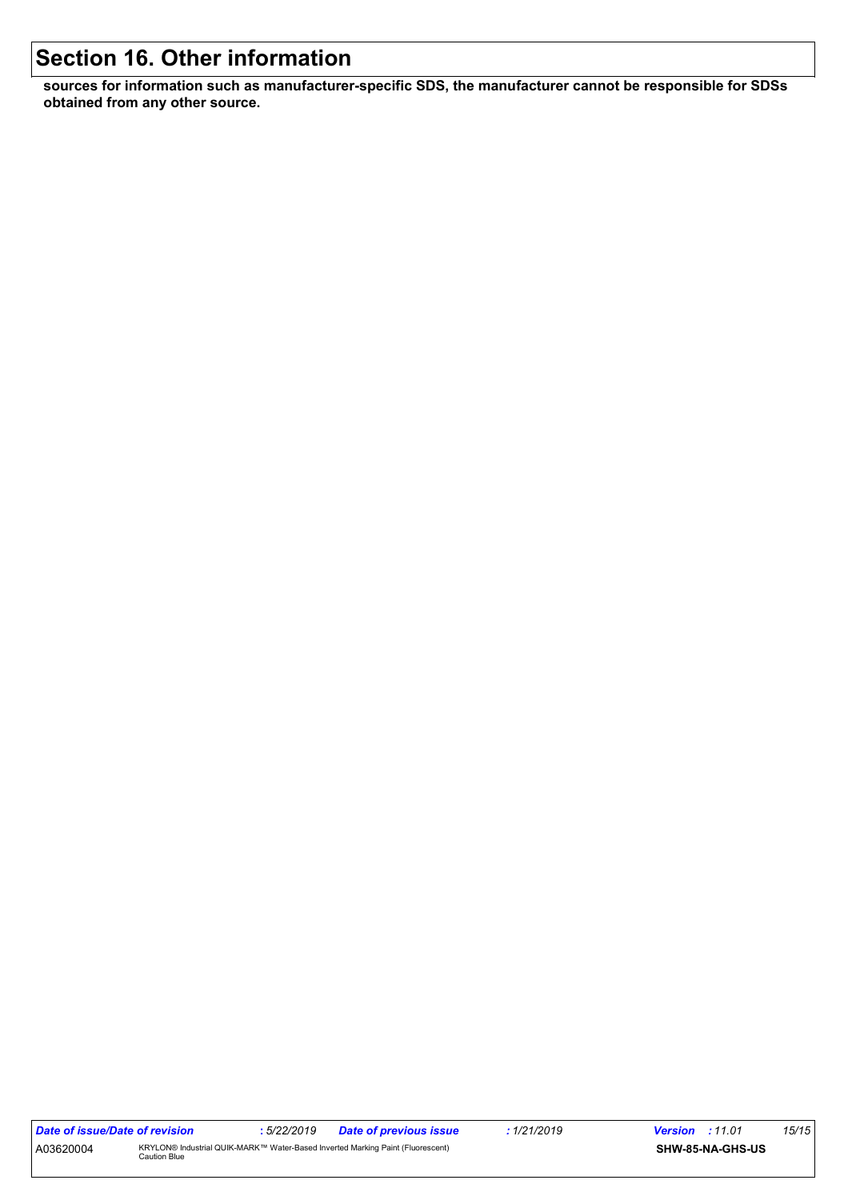# Section 16. Other information

**sources for information such as manufacturer-specific SDS, the manufacturer cannot be responsible for SDSs obtained from any other source.**